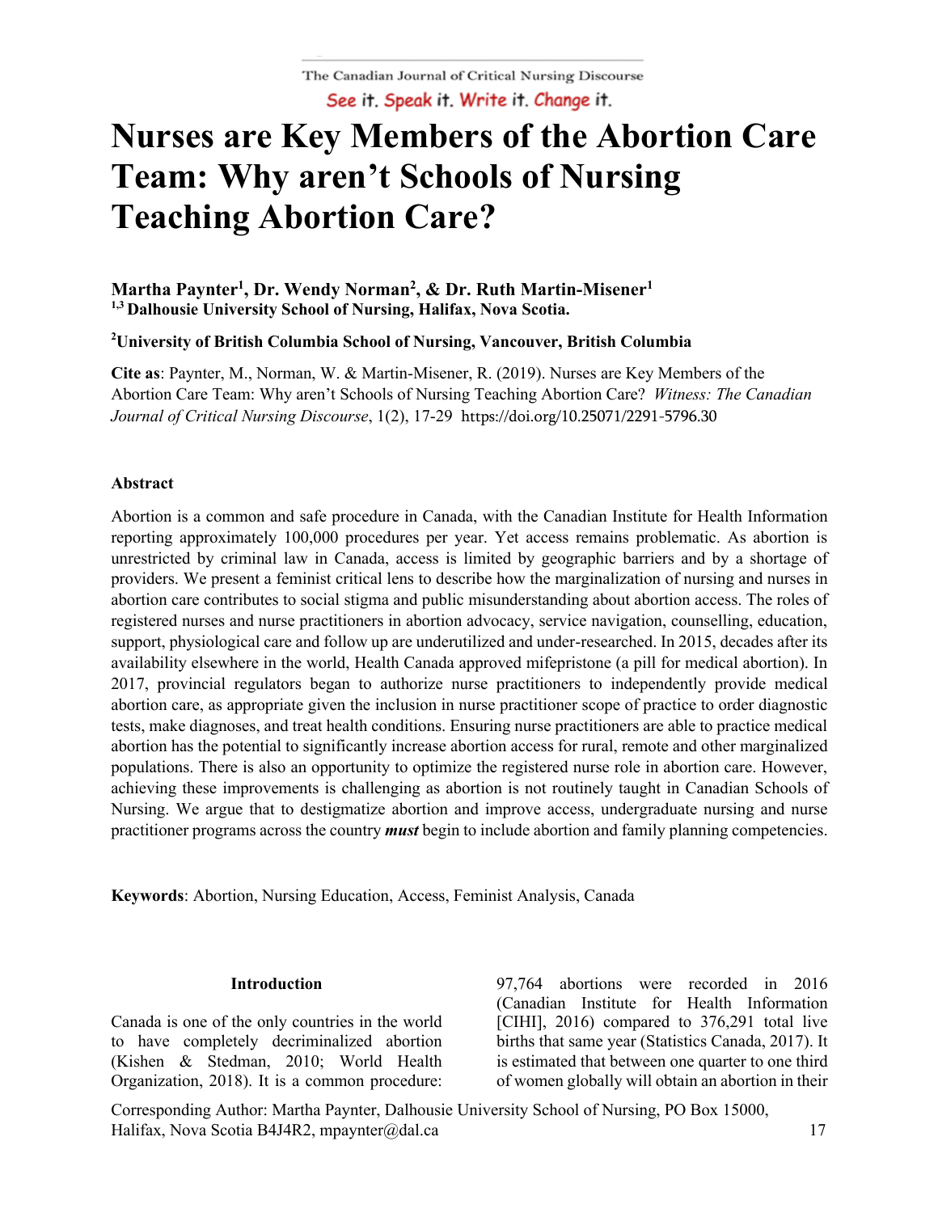# Nurses are Key Members of the Abortion Care Team: Why aren't Schools of Nursing Teaching Abortion Care?

**Martha Paynter[1], Dr. Wendy Norman[2], & Dr. Ruth Martin-Misener[1]**
**[1,3] Dalhousie University School of Nursing, Halifax, Nova Scotia.**

**[2]University of British Columbia School of Nursing, Vancouver, British Columbia**

**Cite as**: Paynter, M., Norman, W. & Martin-Misener, R. (2019). Nurses are Key Members of the Abortion Care Team: Why aren't Schools of Nursing Teaching Abortion Care? *Witness: The Canadian Journal of Critical Nursing Discourse*, 1(2), 17-29 https://doi.org/10.25071/2291-5796.30

### Abstract

Abortion is a common and safe procedure in Canada, with the Canadian Institute for Health Information reporting approximately 100,000 procedures per year. Yet access remains problematic. As abortion is unrestricted by criminal law in Canada, access is limited by geographic barriers and by a shortage of providers. We present a feminist critical lens to describe how the marginalization of nursing and nurses in abortion care contributes to social stigma and public misunderstanding about abortion access. The roles of registered nurses and nurse practitioners in abortion advocacy, service navigation, counselling, education, support, physiological care and follow up are underutilized and under-researched. In 2015, decades after its availability elsewhere in the world, Health Canada approved mifepristone (a pill for medical abortion). In 2017, provincial regulators began to authorize nurse practitioners to independently provide medical abortion care, as appropriate given the inclusion in nurse practitioner scope of practice to order diagnostic tests, make diagnoses, and treat health conditions. Ensuring nurse practitioners are able to practice medical abortion has the potential to significantly increase abortion access for rural, remote and other marginalized populations. There is also an opportunity to optimize the registered nurse role in abortion care. However, achieving these improvements is challenging as abortion is not routinely taught in Canadian Schools of Nursing. We argue that to destigmatize abortion and improve access, undergraduate nursing and nurse practitioner programs across the country ***must*** begin to include abortion and family planning competencies.

**Keywords**: Abortion, Nursing Education, Access, Feminist Analysis, Canada

### Introduction

Canada is one of the only countries in the world to have completely decriminalized abortion (Kishen & Stedman, 2010; World Health Organization, 2018). It is a common procedure: 97,764 abortions were recorded in 2016 (Canadian Institute for Health Information [CIHI], 2016) compared to 376,291 total live births that same year (Statistics Canada, 2017). It is estimated that between one quarter to one third of women globally will obtain an abortion in their

Corresponding Author: Martha Paynter, Dalhousie University School of Nursing, PO Box 15000, Halifax, Nova Scotia B4J4R2, mpaynter@dal.ca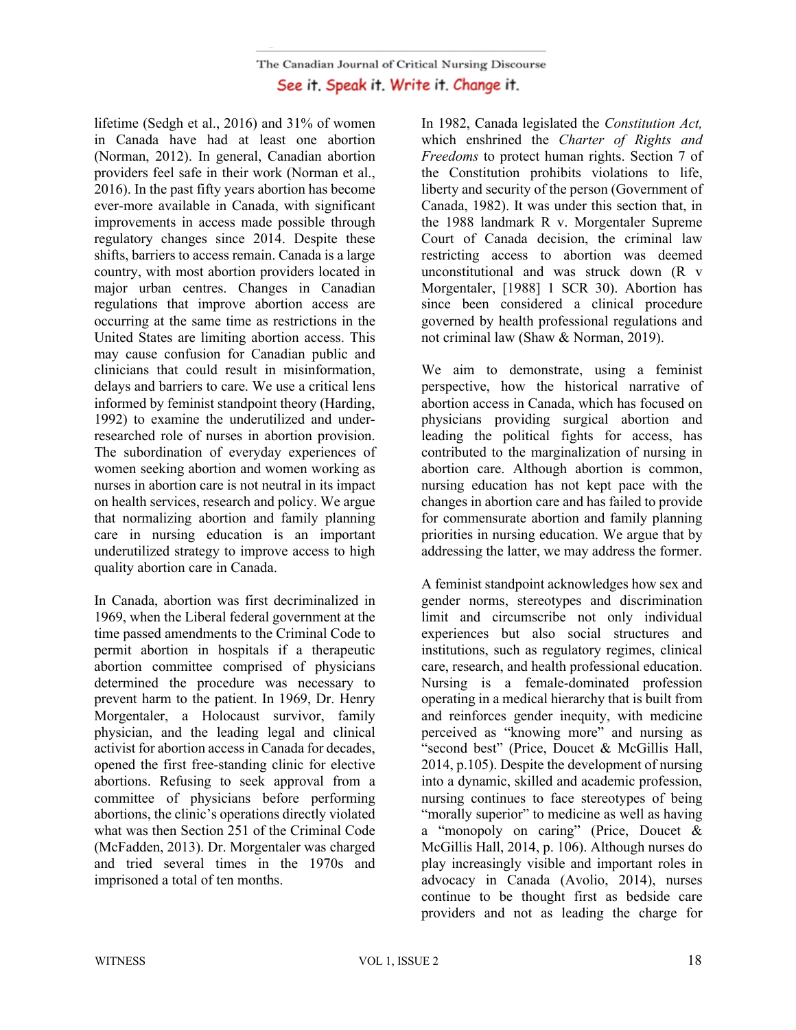lifetime (Sedgh et al., 2016) and 31% of women in Canada have had at least one abortion (Norman, 2012). In general, Canadian abortion providers feel safe in their work (Norman et al., 2016). In the past fifty years abortion has become ever-more available in Canada, with significant improvements in access made possible through regulatory changes since 2014. Despite these shifts, barriers to access remain. Canada is a large country, with most abortion providers located in major urban centres. Changes in Canadian regulations that improve abortion access are occurring at the same time as restrictions in the United States are limiting abortion access. This may cause confusion for Canadian public and clinicians that could result in misinformation, delays and barriers to care. We use a critical lens informed by feminist standpoint theory (Harding, 1992) to examine the underutilized and under-researched role of nurses in abortion provision. The subordination of everyday experiences of women seeking abortion and women working as nurses in abortion care is not neutral in its impact on health services, research and policy. We argue that normalizing abortion and family planning care in nursing education is an important underutilized strategy to improve access to high quality abortion care in Canada.

In Canada, abortion was first decriminalized in 1969, when the Liberal federal government at the time passed amendments to the Criminal Code to permit abortion in hospitals if a therapeutic abortion committee comprised of physicians determined the procedure was necessary to prevent harm to the patient. In 1969, Dr. Henry Morgentaler, a Holocaust survivor, family physician, and the leading legal and clinical activist for abortion access in Canada for decades, opened the first free-standing clinic for elective abortions. Refusing to seek approval from a committee of physicians before performing abortions, the clinic's operations directly violated what was then Section 251 of the Criminal Code (McFadden, 2013). Dr. Morgentaler was charged and tried several times in the 1970s and imprisoned a total of ten months.

In 1982, Canada legislated the *Constitution Act,* which enshrined the *Charter of Rights and Freedoms* to protect human rights. Section 7 of the Constitution prohibits violations to life, liberty and security of the person (Government of Canada, 1982). It was under this section that, in the 1988 landmark R v. Morgentaler Supreme Court of Canada decision, the criminal law restricting access to abortion was deemed unconstitutional and was struck down (R v Morgentaler, [1988] 1 SCR 30). Abortion has since been considered a clinical procedure governed by health professional regulations and not criminal law (Shaw & Norman, 2019).

We aim to demonstrate, using a feminist perspective, how the historical narrative of abortion access in Canada, which has focused on physicians providing surgical abortion and leading the political fights for access, has contributed to the marginalization of nursing in abortion care. Although abortion is common, nursing education has not kept pace with the changes in abortion care and has failed to provide for commensurate abortion and family planning priorities in nursing education. We argue that by addressing the latter, we may address the former.

A feminist standpoint acknowledges how sex and gender norms, stereotypes and discrimination limit and circumscribe not only individual experiences but also social structures and institutions, such as regulatory regimes, clinical care, research, and health professional education. Nursing is a female-dominated profession operating in a medical hierarchy that is built from and reinforces gender inequity, with medicine perceived as "knowing more" and nursing as "second best" (Price, Doucet & McGillis Hall, 2014, p.105). Despite the development of nursing into a dynamic, skilled and academic profession, nursing continues to face stereotypes of being "morally superior" to medicine as well as having a "monopoly on caring" (Price, Doucet & McGillis Hall, 2014, p. 106). Although nurses do play increasingly visible and important roles in advocacy in Canada (Avolio, 2014), nurses continue to be thought first as bedside care providers and not as leading the charge for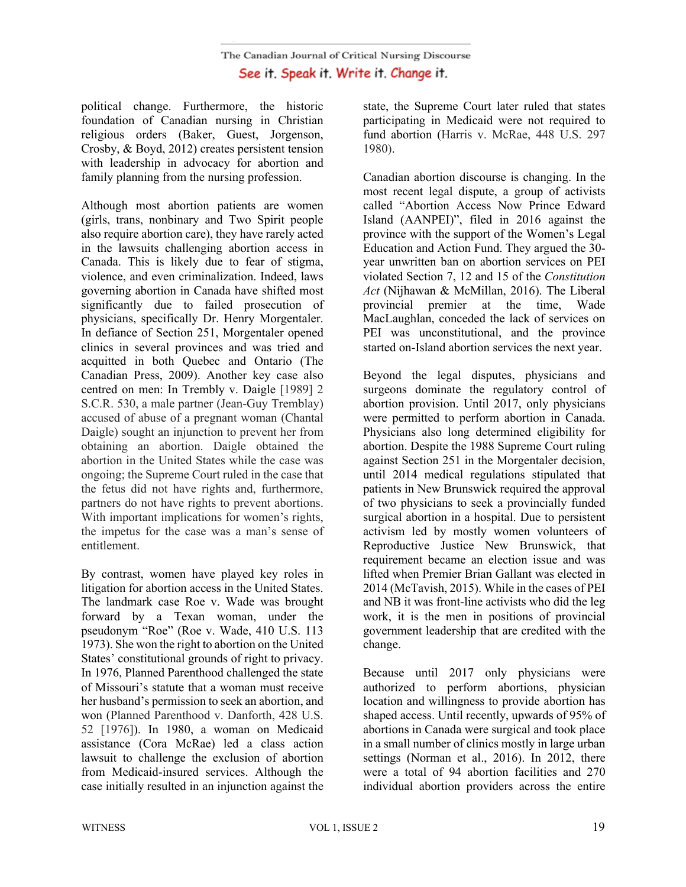political change. Furthermore, the historic foundation of Canadian nursing in Christian religious orders (Baker, Guest, Jorgenson, Crosby, & Boyd, 2012) creates persistent tension with leadership in advocacy for abortion and family planning from the nursing profession.

Although most abortion patients are women (girls, trans, nonbinary and Two Spirit people also require abortion care), they have rarely acted in the lawsuits challenging abortion access in Canada. This is likely due to fear of stigma, violence, and even criminalization. Indeed, laws governing abortion in Canada have shifted most significantly due to failed prosecution of physicians, specifically Dr. Henry Morgentaler. In defiance of Section 251, Morgentaler opened clinics in several provinces and was tried and acquitted in both Quebec and Ontario (The Canadian Press, 2009). Another key case also centred on men: In Trembly v. Daigle [1989] 2 S.C.R. 530, a male partner (Jean-Guy Tremblay) accused of abuse of a pregnant woman (Chantal Daigle) sought an injunction to prevent her from obtaining an abortion. Daigle obtained the abortion in the United States while the case was ongoing; the Supreme Court ruled in the case that the fetus did not have rights and, furthermore, partners do not have rights to prevent abortions. With important implications for women's rights, the impetus for the case was a man's sense of entitlement.

By contrast, women have played key roles in litigation for abortion access in the United States. The landmark case Roe v. Wade was brought forward by a Texan woman, under the pseudonym "Roe" (Roe v. Wade, 410 U.S. 113 1973). She won the right to abortion on the United States' constitutional grounds of right to privacy. In 1976, Planned Parenthood challenged the state of Missouri's statute that a woman must receive her husband's permission to seek an abortion, and won (Planned Parenthood v. Danforth, 428 U.S. 52 [1976]). In 1980, a woman on Medicaid assistance (Cora McRae) led a class action lawsuit to challenge the exclusion of abortion from Medicaid-insured services. Although the case initially resulted in an injunction against the state, the Supreme Court later ruled that states participating in Medicaid were not required to fund abortion (Harris v. McRae, 448 U.S. 297 1980).

Canadian abortion discourse is changing. In the most recent legal dispute, a group of activists called "Abortion Access Now Prince Edward Island (AANPEI)", filed in 2016 against the province with the support of the Women's Legal Education and Action Fund. They argued the 30-year unwritten ban on abortion services on PEI violated Section 7, 12 and 15 of the *Constitution Act* (Nijhawan & McMillan, 2016). The Liberal provincial premier at the time, Wade MacLaughlan, conceded the lack of services on PEI was unconstitutional, and the province started on-Island abortion services the next year.

Beyond the legal disputes, physicians and surgeons dominate the regulatory control of abortion provision. Until 2017, only physicians were permitted to perform abortion in Canada. Physicians also long determined eligibility for abortion. Despite the 1988 Supreme Court ruling against Section 251 in the Morgentaler decision, until 2014 medical regulations stipulated that patients in New Brunswick required the approval of two physicians to seek a provincially funded surgical abortion in a hospital. Due to persistent activism led by mostly women volunteers of Reproductive Justice New Brunswick, that requirement became an election issue and was lifted when Premier Brian Gallant was elected in 2014 (McTavish, 2015). While in the cases of PEI and NB it was front-line activists who did the leg work, it is the men in positions of provincial government leadership that are credited with the change.

Because until 2017 only physicians were authorized to perform abortions, physician location and willingness to provide abortion has shaped access. Until recently, upwards of 95% of abortions in Canada were surgical and took place in a small number of clinics mostly in large urban settings (Norman et al., 2016). In 2012, there were a total of 94 abortion facilities and 270 individual abortion providers across the entire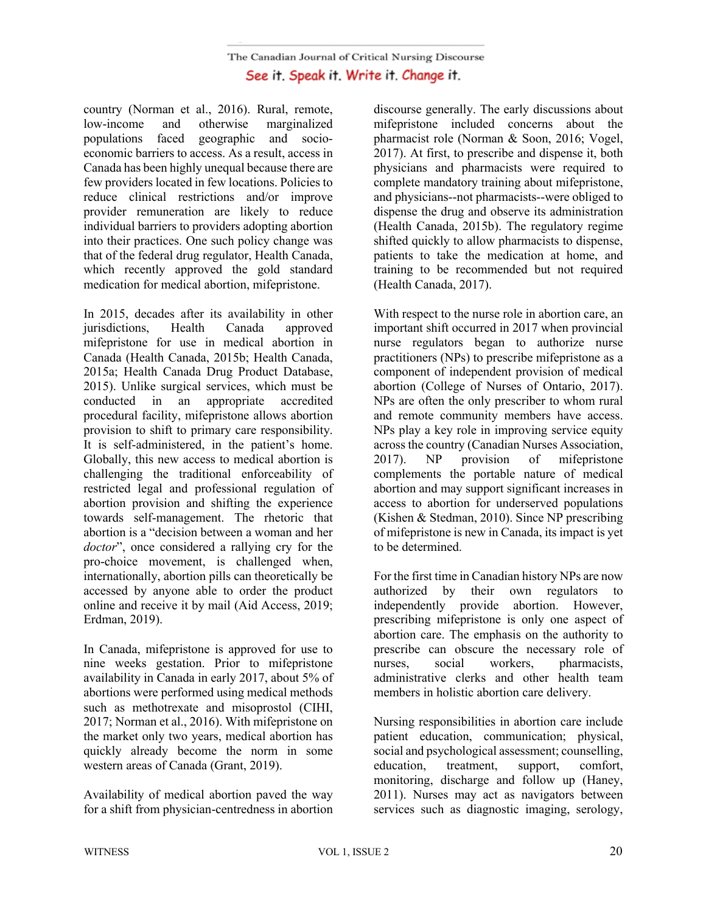country (Norman et al., 2016). Rural, remote, low-income and otherwise marginalized populations faced geographic and socio-economic barriers to access. As a result, access in Canada has been highly unequal because there are few providers located in few locations. Policies to reduce clinical restrictions and/or improve provider remuneration are likely to reduce individual barriers to providers adopting abortion into their practices. One such policy change was that of the federal drug regulator, Health Canada, which recently approved the gold standard medication for medical abortion, mifepristone.

In 2015, decades after its availability in other jurisdictions, Health Canada approved mifepristone for use in medical abortion in Canada (Health Canada, 2015b; Health Canada, 2015a; Health Canada Drug Product Database, 2015). Unlike surgical services, which must be conducted in an appropriate accredited procedural facility, mifepristone allows abortion provision to shift to primary care responsibility. It is self-administered, in the patient's home. Globally, this new access to medical abortion is challenging the traditional enforceability of restricted legal and professional regulation of abortion provision and shifting the experience towards self-management. The rhetoric that abortion is a "decision between a woman and her *doctor*", once considered a rallying cry for the pro-choice movement, is challenged when, internationally, abortion pills can theoretically be accessed by anyone able to order the product online and receive it by mail (Aid Access, 2019; Erdman, 2019).

In Canada, mifepristone is approved for use to nine weeks gestation. Prior to mifepristone availability in Canada in early 2017, about 5% of abortions were performed using medical methods such as methotrexate and misoprostol (CIHI, 2017; Norman et al., 2016). With mifepristone on the market only two years, medical abortion has quickly already become the norm in some western areas of Canada (Grant, 2019).

Availability of medical abortion paved the way for a shift from physician-centredness in abortion discourse generally. The early discussions about mifepristone included concerns about the pharmacist role (Norman & Soon, 2016; Vogel, 2017). At first, to prescribe and dispense it, both physicians and pharmacists were required to complete mandatory training about mifepristone, and physicians--not pharmacists--were obliged to dispense the drug and observe its administration (Health Canada, 2015b). The regulatory regime shifted quickly to allow pharmacists to dispense, patients to take the medication at home, and training to be recommended but not required (Health Canada, 2017).

With respect to the nurse role in abortion care, an important shift occurred in 2017 when provincial nurse regulators began to authorize nurse practitioners (NPs) to prescribe mifepristone as a component of independent provision of medical abortion (College of Nurses of Ontario, 2017). NPs are often the only prescriber to whom rural and remote community members have access. NPs play a key role in improving service equity across the country (Canadian Nurses Association, 2017). NP provision of mifepristone complements the portable nature of medical abortion and may support significant increases in access to abortion for underserved populations (Kishen & Stedman, 2010). Since NP prescribing of mifepristone is new in Canada, its impact is yet to be determined.

For the first time in Canadian history NPs are now authorized by their own regulators to independently provide abortion. However, prescribing mifepristone is only one aspect of abortion care. The authority to prescribe can obscure the necessary role of nurses, social workers, pharmacists, administrative clerks and other health team members in holistic abortion care delivery.

Nursing responsibilities in abortion care include patient education, communication; physical, social and psychological assessment; counselling, education, treatment, support, comfort, monitoring, discharge and follow up (Haney, 2011). Nurses may act as navigators between services such as diagnostic imaging, serology,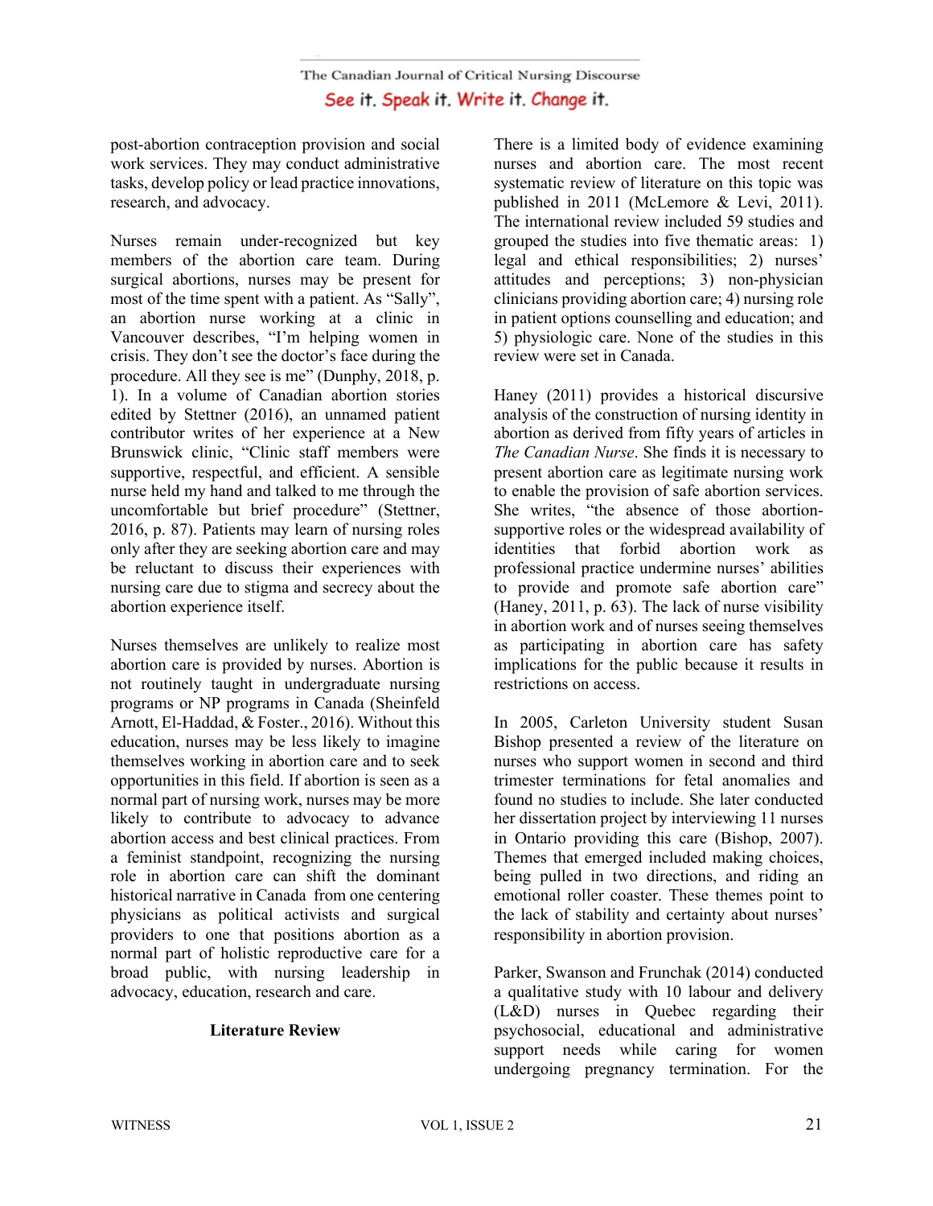post-abortion contraception provision and social work services. They may conduct administrative tasks, develop policy or lead practice innovations, research, and advocacy.

Nurses remain under-recognized but key members of the abortion care team. During surgical abortions, nurses may be present for most of the time spent with a patient. As "Sally", an abortion nurse working at a clinic in Vancouver describes, "I'm helping women in crisis. They don't see the doctor's face during the procedure. All they see is me" (Dunphy, 2018, p. 1). In a volume of Canadian abortion stories edited by Stettner (2016), an unnamed patient contributor writes of her experience at a New Brunswick clinic, "Clinic staff members were supportive, respectful, and efficient. A sensible nurse held my hand and talked to me through the uncomfortable but brief procedure" (Stettner, 2016, p. 87). Patients may learn of nursing roles only after they are seeking abortion care and may be reluctant to discuss their experiences with nursing care due to stigma and secrecy about the abortion experience itself.

Nurses themselves are unlikely to realize most abortion care is provided by nurses. Abortion is not routinely taught in undergraduate nursing programs or NP programs in Canada (Sheinfeld Arnott, El-Haddad, & Foster., 2016). Without this education, nurses may be less likely to imagine themselves working in abortion care and to seek opportunities in this field. If abortion is seen as a normal part of nursing work, nurses may be more likely to contribute to advocacy to advance abortion access and best clinical practices. From a feminist standpoint, recognizing the nursing role in abortion care can shift the dominant historical narrative in Canada from one centering physicians as political activists and surgical providers to one that positions abortion as a normal part of holistic reproductive care for a broad public, with nursing leadership in advocacy, education, research and care.

## Literature Review

There is a limited body of evidence examining nurses and abortion care. The most recent systematic review of literature on this topic was published in 2011 (McLemore & Levi, 2011). The international review included 59 studies and grouped the studies into five thematic areas: 1) legal and ethical responsibilities; 2) nurses' attitudes and perceptions; 3) non-physician clinicians providing abortion care; 4) nursing role in patient options counselling and education; and 5) physiologic care. None of the studies in this review were set in Canada.

Haney (2011) provides a historical discursive analysis of the construction of nursing identity in abortion as derived from fifty years of articles in *The Canadian Nurse*. She finds it is necessary to present abortion care as legitimate nursing work to enable the provision of safe abortion services. She writes, "the absence of those abortion-supportive roles or the widespread availability of identities that forbid abortion work as professional practice undermine nurses' abilities to provide and promote safe abortion care" (Haney, 2011, p. 63). The lack of nurse visibility in abortion work and of nurses seeing themselves as participating in abortion care has safety implications for the public because it results in restrictions on access.

In 2005, Carleton University student Susan Bishop presented a review of the literature on nurses who support women in second and third trimester terminations for fetal anomalies and found no studies to include. She later conducted her dissertation project by interviewing 11 nurses in Ontario providing this care (Bishop, 2007). Themes that emerged included making choices, being pulled in two directions, and riding an emotional roller coaster. These themes point to the lack of stability and certainty about nurses' responsibility in abortion provision.

Parker, Swanson and Frunchak (2014) conducted a qualitative study with 10 labour and delivery (L&D) nurses in Quebec regarding their psychosocial, educational and administrative support needs while caring for women undergoing pregnancy termination. For the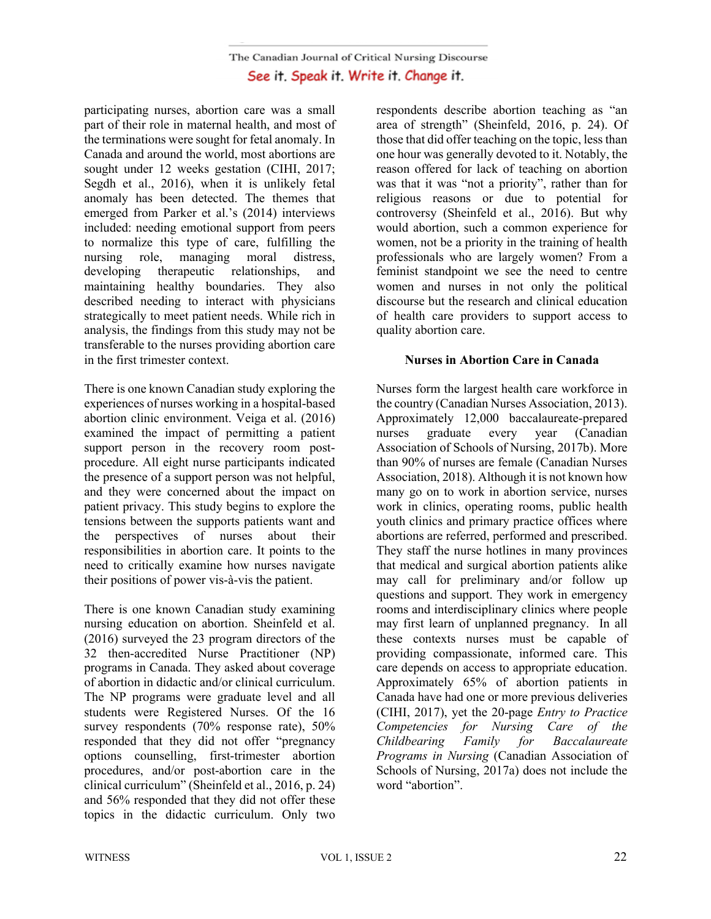participating nurses, abortion care was a small part of their role in maternal health, and most of the terminations were sought for fetal anomaly. In Canada and around the world, most abortions are sought under 12 weeks gestation (CIHI, 2017; Segdh et al., 2016), when it is unlikely fetal anomaly has been detected. The themes that emerged from Parker et al.'s (2014) interviews included: needing emotional support from peers to normalize this type of care, fulfilling the nursing role, managing moral distress, developing therapeutic relationships, and maintaining healthy boundaries. They also described needing to interact with physicians strategically to meet patient needs. While rich in analysis, the findings from this study may not be transferable to the nurses providing abortion care in the first trimester context.

There is one known Canadian study exploring the experiences of nurses working in a hospital-based abortion clinic environment. Veiga et al. (2016) examined the impact of permitting a patient support person in the recovery room post-procedure. All eight nurse participants indicated the presence of a support person was not helpful, and they were concerned about the impact on patient privacy. This study begins to explore the tensions between the supports patients want and the perspectives of nurses about their responsibilities in abortion care. It points to the need to critically examine how nurses navigate their positions of power vis-à-vis the patient.

There is one known Canadian study examining nursing education on abortion. Sheinfeld et al. (2016) surveyed the 23 program directors of the 32 then-accredited Nurse Practitioner (NP) programs in Canada. They asked about coverage of abortion in didactic and/or clinical curriculum. The NP programs were graduate level and all students were Registered Nurses. Of the 16 survey respondents (70% response rate), 50% responded that they did not offer "pregnancy options counselling, first-trimester abortion procedures, and/or post-abortion care in the clinical curriculum" (Sheinfeld et al., 2016, p. 24) and 56% responded that they did not offer these topics in the didactic curriculum. Only two respondents describe abortion teaching as "an area of strength" (Sheinfeld, 2016, p. 24). Of those that did offer teaching on the topic, less than one hour was generally devoted to it. Notably, the reason offered for lack of teaching on abortion was that it was "not a priority", rather than for religious reasons or due to potential for controversy (Sheinfeld et al., 2016). But why would abortion, such a common experience for women, not be a priority in the training of health professionals who are largely women? From a feminist standpoint we see the need to centre women and nurses in not only the political discourse but the research and clinical education of health care providers to support access to quality abortion care.

## Nurses in Abortion Care in Canada

Nurses form the largest health care workforce in the country (Canadian Nurses Association, 2013). Approximately 12,000 baccalaureate-prepared nurses graduate every year (Canadian Association of Schools of Nursing, 2017b). More than 90% of nurses are female (Canadian Nurses Association, 2018). Although it is not known how many go on to work in abortion service, nurses work in clinics, operating rooms, public health youth clinics and primary practice offices where abortions are referred, performed and prescribed. They staff the nurse hotlines in many provinces that medical and surgical abortion patients alike may call for preliminary and/or follow up questions and support. They work in emergency rooms and interdisciplinary clinics where people may first learn of unplanned pregnancy. In all these contexts nurses must be capable of providing compassionate, informed care. This care depends on access to appropriate education. Approximately 65% of abortion patients in Canada have had one or more previous deliveries (CIHI, 2017), yet the 20-page *Entry to Practice Competencies for Nursing Care of the Childbearing Family for Baccalaureate Programs in Nursing* (Canadian Association of Schools of Nursing, 2017a) does not include the word "abortion".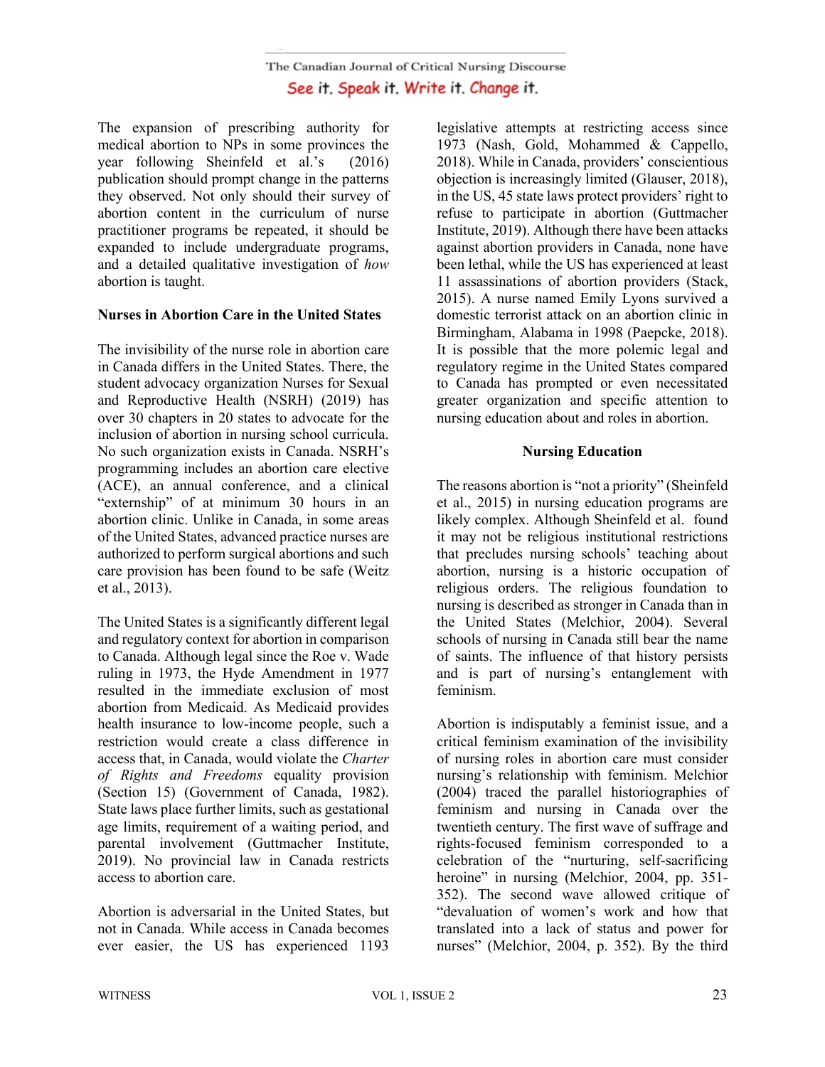The expansion of prescribing authority for medical abortion to NPs in some provinces the year following Sheinfeld et al.'s (2016) publication should prompt change in the patterns they observed. Not only should their survey of abortion content in the curriculum of nurse practitioner programs be repeated, it should be expanded to include undergraduate programs, and a detailed qualitative investigation of *how* abortion is taught.

**Nurses in Abortion Care in the United States**

The invisibility of the nurse role in abortion care in Canada differs in the United States. There, the student advocacy organization Nurses for Sexual and Reproductive Health (NSRH) (2019) has over 30 chapters in 20 states to advocate for the inclusion of abortion in nursing school curricula. No such organization exists in Canada. NSRH's programming includes an abortion care elective (ACE), an annual conference, and a clinical "externship" of at minimum 30 hours in an abortion clinic. Unlike in Canada, in some areas of the United States, advanced practice nurses are authorized to perform surgical abortions and such care provision has been found to be safe (Weitz et al., 2013).

The United States is a significantly different legal and regulatory context for abortion in comparison to Canada. Although legal since the Roe v. Wade ruling in 1973, the Hyde Amendment in 1977 resulted in the immediate exclusion of most abortion from Medicaid. As Medicaid provides health insurance to low-income people, such a restriction would create a class difference in access that, in Canada, would violate the *Charter of Rights and Freedoms* equality provision (Section 15) (Government of Canada, 1982). State laws place further limits, such as gestational age limits, requirement of a waiting period, and parental involvement (Guttmacher Institute, 2019). No provincial law in Canada restricts access to abortion care.

Abortion is adversarial in the United States, but not in Canada. While access in Canada becomes ever easier, the US has experienced 1193 legislative attempts at restricting access since 1973 (Nash, Gold, Mohammed & Cappello, 2018). While in Canada, providers' conscientious objection is increasingly limited (Glauser, 2018), in the US, 45 state laws protect providers' right to refuse to participate in abortion (Guttmacher Institute, 2019). Although there have been attacks against abortion providers in Canada, none have been lethal, while the US has experienced at least 11 assassinations of abortion providers (Stack, 2015). A nurse named Emily Lyons survived a domestic terrorist attack on an abortion clinic in Birmingham, Alabama in 1998 (Paepcke, 2018). It is possible that the more polemic legal and regulatory regime in the United States compared to Canada has prompted or even necessitated greater organization and specific attention to nursing education about and roles in abortion.

**Nursing Education**

The reasons abortion is "not a priority" (Sheinfeld et al., 2015) in nursing education programs are likely complex. Although Sheinfeld et al. found it may not be religious institutional restrictions that precludes nursing schools' teaching about abortion, nursing is a historic occupation of religious orders. The religious foundation to nursing is described as stronger in Canada than in the United States (Melchior, 2004). Several schools of nursing in Canada still bear the name of saints. The influence of that history persists and is part of nursing's entanglement with feminism.

Abortion is indisputably a feminist issue, and a critical feminism examination of the invisibility of nursing roles in abortion care must consider nursing's relationship with feminism. Melchior (2004) traced the parallel historiographies of feminism and nursing in Canada over the twentieth century. The first wave of suffrage and rights-focused feminism corresponded to a celebration of the "nurturing, self-sacrificing heroine" in nursing (Melchior, 2004, pp. 351-352). The second wave allowed critique of "devaluation of women's work and how that translated into a lack of status and power for nurses" (Melchior, 2004, p. 352). By the third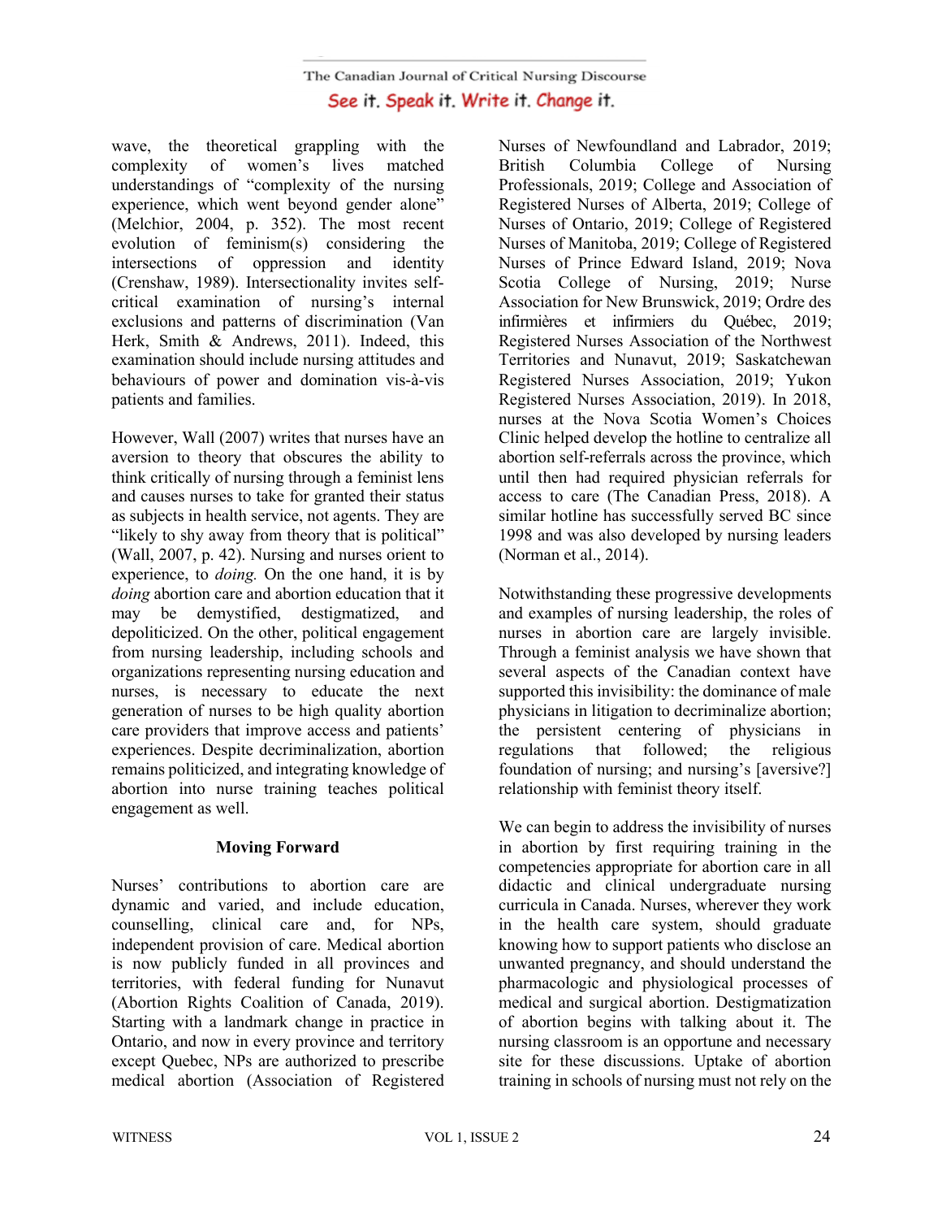wave, the theoretical grappling with the complexity of women's lives matched understandings of "complexity of the nursing experience, which went beyond gender alone" (Melchior, 2004, p. 352). The most recent evolution of feminism(s) considering the intersections of oppression and identity (Crenshaw, 1989). Intersectionality invites self-critical examination of nursing's internal exclusions and patterns of discrimination (Van Herk, Smith & Andrews, 2011). Indeed, this examination should include nursing attitudes and behaviours of power and domination vis-à-vis patients and families.

However, Wall (2007) writes that nurses have an aversion to theory that obscures the ability to think critically of nursing through a feminist lens and causes nurses to take for granted their status as subjects in health service, not agents. They are "likely to shy away from theory that is political" (Wall, 2007, p. 42). Nursing and nurses orient to experience, to *doing.* On the one hand, it is by *doing* abortion care and abortion education that it may be demystified, destigmatized, and depoliticized. On the other, political engagement from nursing leadership, including schools and organizations representing nursing education and nurses, is necessary to educate the next generation of nurses to be high quality abortion care providers that improve access and patients' experiences. Despite decriminalization, abortion remains politicized, and integrating knowledge of abortion into nurse training teaches political engagement as well.

## Moving Forward

Nurses' contributions to abortion care are dynamic and varied, and include education, counselling, clinical care and, for NPs, independent provision of care. Medical abortion is now publicly funded in all provinces and territories, with federal funding for Nunavut (Abortion Rights Coalition of Canada, 2019). Starting with a landmark change in practice in Ontario, and now in every province and territory except Quebec, NPs are authorized to prescribe medical abortion (Association of Registered Nurses of Newfoundland and Labrador, 2019; British Columbia College of Nursing Professionals, 2019; College and Association of Registered Nurses of Alberta, 2019; College of Nurses of Ontario, 2019; College of Registered Nurses of Manitoba, 2019; College of Registered Nurses of Prince Edward Island, 2019; Nova Scotia College of Nursing, 2019; Nurse Association for New Brunswick, 2019; Ordre des infirmières et infirmiers du Québec, 2019; Registered Nurses Association of the Northwest Territories and Nunavut, 2019; Saskatchewan Registered Nurses Association, 2019; Yukon Registered Nurses Association, 2019). In 2018, nurses at the Nova Scotia Women's Choices Clinic helped develop the hotline to centralize all abortion self-referrals across the province, which until then had required physician referrals for access to care (The Canadian Press, 2018). A similar hotline has successfully served BC since 1998 and was also developed by nursing leaders (Norman et al., 2014).

Notwithstanding these progressive developments and examples of nursing leadership, the roles of nurses in abortion care are largely invisible. Through a feminist analysis we have shown that several aspects of the Canadian context have supported this invisibility: the dominance of male physicians in litigation to decriminalize abortion; the persistent centering of physicians in regulations that followed; the religious foundation of nursing; and nursing's [aversive?] relationship with feminist theory itself.

We can begin to address the invisibility of nurses in abortion by first requiring training in the competencies appropriate for abortion care in all didactic and clinical undergraduate nursing curricula in Canada. Nurses, wherever they work in the health care system, should graduate knowing how to support patients who disclose an unwanted pregnancy, and should understand the pharmacologic and physiologic processes of medical and surgical abortion. Destigmatization of abortion begins with talking about it. The nursing classroom is an opportune and necessary site for these discussions. Uptake of abortion training in schools of nursing must not rely on the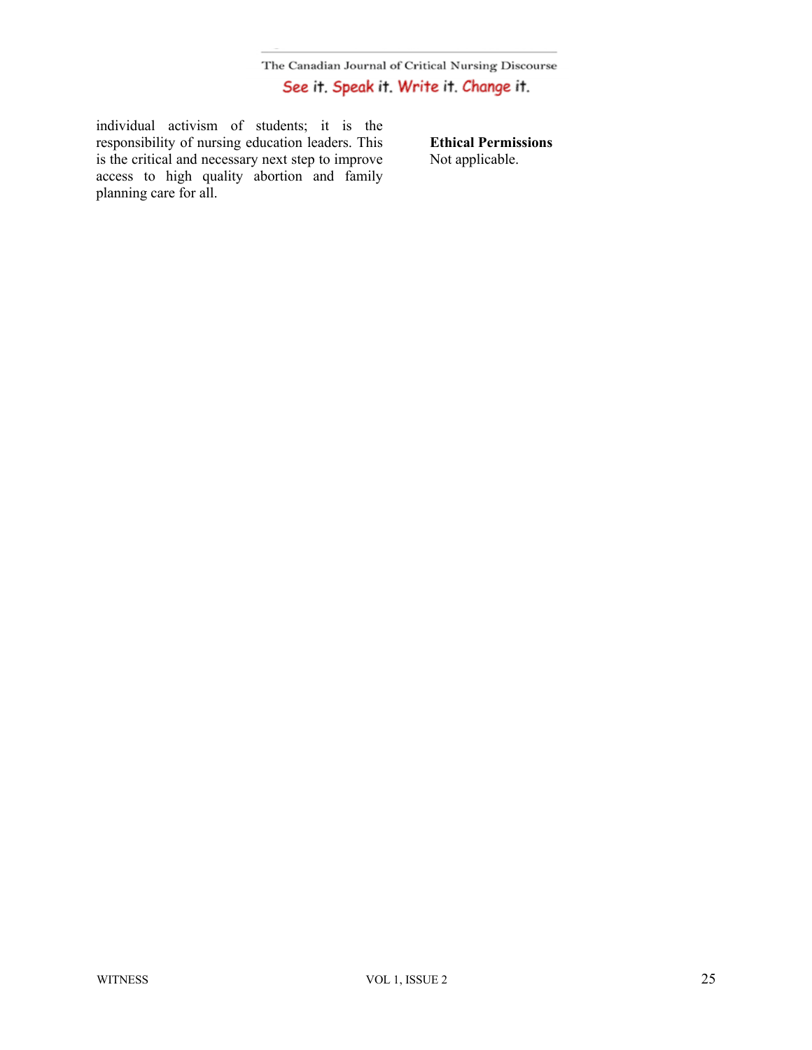individual activism of students; it is the responsibility of nursing education leaders. This is the critical and necessary next step to improve access to high quality abortion and family planning care for all.

**Ethical Permissions**

Not applicable.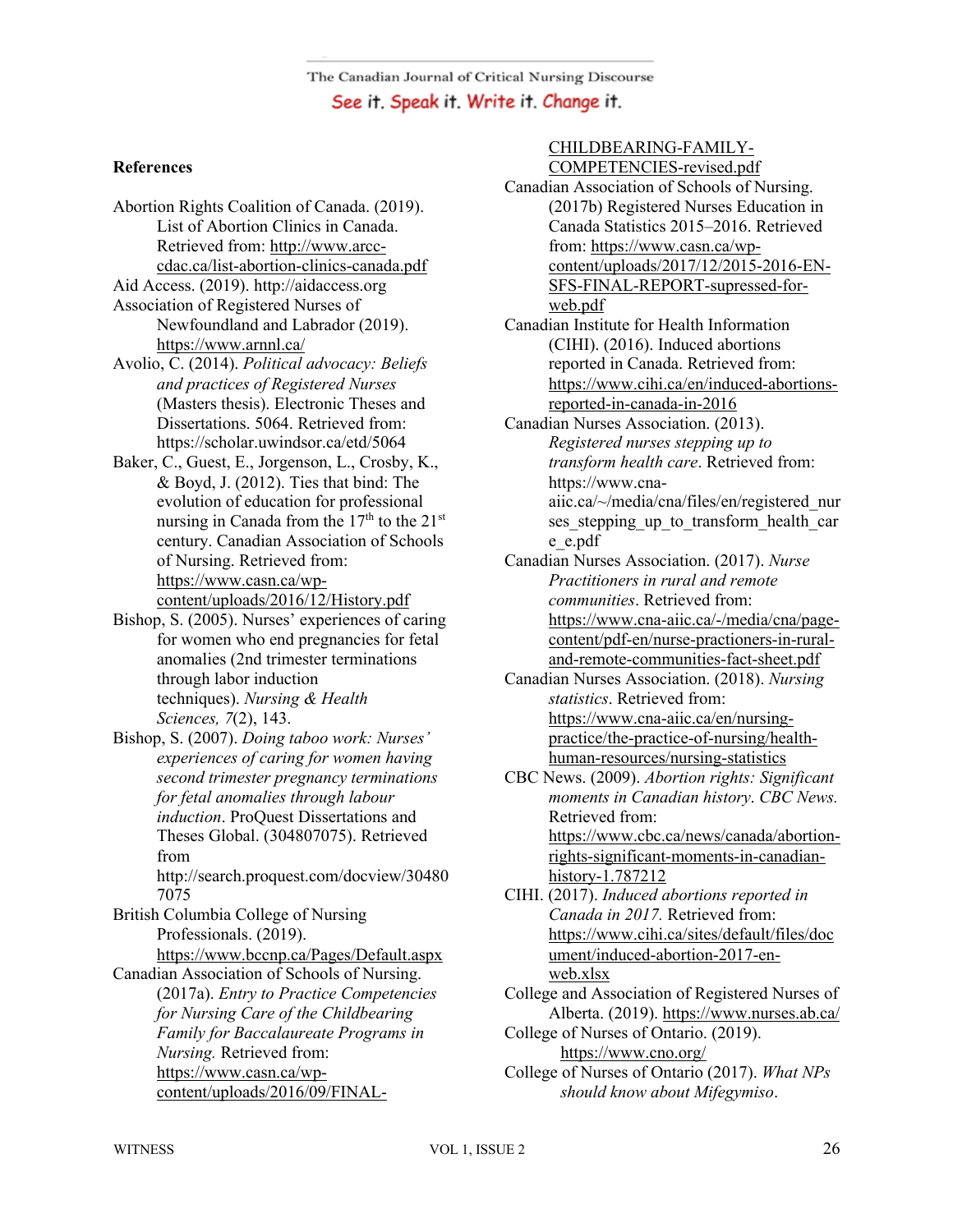## References

Abortion Rights Coalition of Canada. (2019). List of Abortion Clinics in Canada. Retrieved from: http://www.arcc-cdac.ca/list-abortion-clinics-canada.pdf

Aid Access. (2019). http://aidaccess.org

Association of Registered Nurses of Newfoundland and Labrador (2019). https://www.arnnl.ca/

Avolio, C. (2014). *Political advocacy: Beliefs and practices of Registered Nurses* (Masters thesis). Electronic Theses and Dissertations. 5064. Retrieved from: https://scholar.uwindsor.ca/etd/5064

Baker, C., Guest, E., Jorgenson, L., Crosby, K., & Boyd, J. (2012). Ties that bind: The evolution of education for professional nursing in Canada from the 17th to the 21st century. Canadian Association of Schools of Nursing. Retrieved from: https://www.casn.ca/wp-content/uploads/2016/12/History.pdf

Bishop, S. (2005). Nurses' experiences of caring for women who end pregnancies for fetal anomalies (2nd trimester terminations through labor induction techniques). *Nursing & Health Sciences, 7*(2), 143.

Bishop, S. (2007). *Doing taboo work: Nurses' experiences of caring for women having second trimester pregnancy terminations for fetal anomalies through labour induction*. ProQuest Dissertations and Theses Global. (304807075). Retrieved from http://search.proquest.com/docview/304807075

British Columbia College of Nursing Professionals. (2019). https://www.bccnp.ca/Pages/Default.aspx

Canadian Association of Schools of Nursing. (2017a). *Entry to Practice Competencies for Nursing Care of the Childbearing Family for Baccalaureate Programs in Nursing.* Retrieved from: https://www.casn.ca/wp-content/uploads/2016/09/FINAL-CHILDBEARING-FAMILY-COMPETENCIES-revised.pdf

Canadian Association of Schools of Nursing. (2017b) Registered Nurses Education in Canada Statistics 2015–2016. Retrieved from: https://www.casn.ca/wp-content/uploads/2017/12/2015-2016-EN-SFS-FINAL-REPORT-supressed-for-web.pdf

Canadian Institute for Health Information (CIHI). (2016). Induced abortions reported in Canada. Retrieved from: https://www.cihi.ca/en/induced-abortions-reported-in-canada-in-2016

Canadian Nurses Association. (2013). *Registered nurses stepping up to transform health care*. Retrieved from: https://www.cna-aiic.ca/~/media/cna/files/en/registered_nurses_stepping_up_to_transform_health_care_e.pdf

Canadian Nurses Association. (2017). *Nurse Practitioners in rural and remote communities*. Retrieved from: https://www.cna-aiic.ca/-/media/cna/page-content/pdf-en/nurse-practioners-in-rural-and-remote-communities-fact-sheet.pdf

Canadian Nurses Association. (2018). *Nursing statistics*. Retrieved from: https://www.cna-aiic.ca/en/nursing-practice/the-practice-of-nursing/health-human-resources/nursing-statistics

CBC News. (2009). *Abortion rights: Significant moments in Canadian history*. *CBC News.* Retrieved from: https://www.cbc.ca/news/canada/abortion-rights-significant-moments-in-canadian-history-1.787212

CIHI. (2017). *Induced abortions reported in Canada in 2017.* Retrieved from: https://www.cihi.ca/sites/default/files/document/induced-abortion-2017-en-web.xlsx

College and Association of Registered Nurses of Alberta. (2019). https://www.nurses.ab.ca/

College of Nurses of Ontario. (2019). https://www.cno.org/

College of Nurses of Ontario (2017). *What NPs should know about Mifegymiso*.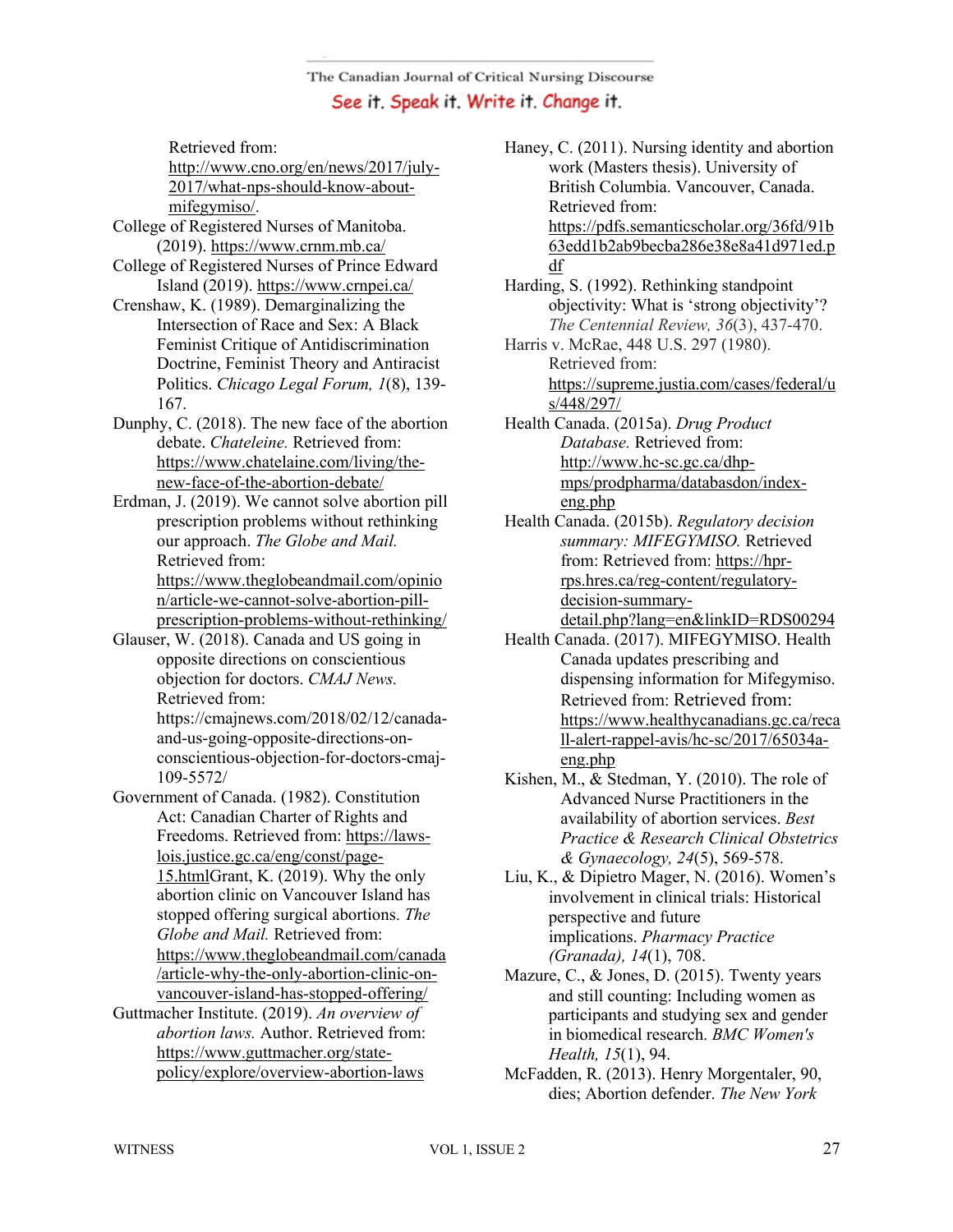Retrieved from: http://www.cno.org/en/news/2017/july-2017/what-nps-should-know-about-mifegymiso/.

College of Registered Nurses of Manitoba. (2019). https://www.crnm.mb.ca/

College of Registered Nurses of Prince Edward Island (2019). https://www.crnpei.ca/

Crenshaw, K. (1989). Demarginalizing the Intersection of Race and Sex: A Black Feminist Critique of Antidiscrimination Doctrine, Feminist Theory and Antiracist Politics. *Chicago Legal Forum, 1*(8), 139-167.

Dunphy, C. (2018). The new face of the abortion debate. *Chateleine.* Retrieved from: https://www.chatelaine.com/living/the-new-face-of-the-abortion-debate/

Erdman, J. (2019). We cannot solve abortion pill prescription problems without rethinking our approach. *The Globe and Mail.* Retrieved from: https://www.theglobeandmail.com/opinion/article-we-cannot-solve-abortion-pill-prescription-problems-without-rethinking/

Glauser, W. (2018). Canada and US going in opposite directions on conscientious objection for doctors. *CMAJ News.* Retrieved from: https://cmajnews.com/2018/02/12/canada-and-us-going-opposite-directions-on-conscientious-objection-for-doctors-cmaj-109-5572/

Government of Canada. (1982). Constitution Act: Canadian Charter of Rights and Freedoms. Retrieved from: https://laws-lois.justice.gc.ca/eng/const/page-15.htmlGrant, K. (2019). Why the only abortion clinic on Vancouver Island has stopped offering surgical abortions. *The Globe and Mail.* Retrieved from: https://www.theglobeandmail.com/canada/article-why-the-only-abortion-clinic-on-vancouver-island-has-stopped-offering/

Guttmacher Institute. (2019). *An overview of abortion laws.* Author. Retrieved from: https://www.guttmacher.org/state-policy/explore/overview-abortion-laws

Haney, C. (2011). Nursing identity and abortion work (Masters thesis). University of British Columbia. Vancouver, Canada. Retrieved from: https://pdfs.semanticscholar.org/36fd/91b63edd1b2ab9becba286e38e8a41d971ed.pdf

Harding, S. (1992). Rethinking standpoint objectivity: What is 'strong objectivity'? *The Centennial Review, 36*(3), 437-470.

Harris v. McRae, 448 U.S. 297 (1980). Retrieved from: https://supreme.justia.com/cases/federal/us/448/297/

Health Canada. (2015a). *Drug Product Database.* Retrieved from: http://www.hc-sc.gc.ca/dhp-mps/prodpharma/databasdon/index-eng.php

Health Canada. (2015b). *Regulatory decision summary: MIFEGYMISO.* Retrieved from: Retrieved from: https://hpr-rps.hres.ca/reg-content/regulatory-decision-summary-detail.php?lang=en&linkID=RDS00294

Health Canada. (2017). MIFEGYMISO. Health Canada updates prescribing and dispensing information for Mifegymiso. Retrieved from: Retrieved from: https://www.healthycanadians.gc.ca/recall-alert-rappel-avis/hc-sc/2017/65034a-eng.php

Kishen, M., & Stedman, Y. (2010). The role of Advanced Nurse Practitioners in the availability of abortion services. *Best Practice & Research Clinical Obstetrics & Gynaecology, 24*(5), 569-578.

Liu, K., & Dipietro Mager, N. (2016). Women's involvement in clinical trials: Historical perspective and future implications. *Pharmacy Practice (Granada), 14*(1), 708.

Mazure, C., & Jones, D. (2015). Twenty years and still counting: Including women as participants and studying sex and gender in biomedical research. *BMC Women's Health, 15*(1), 94.

McFadden, R. (2013). Henry Morgentaler, 90, dies; Abortion defender. *The New York*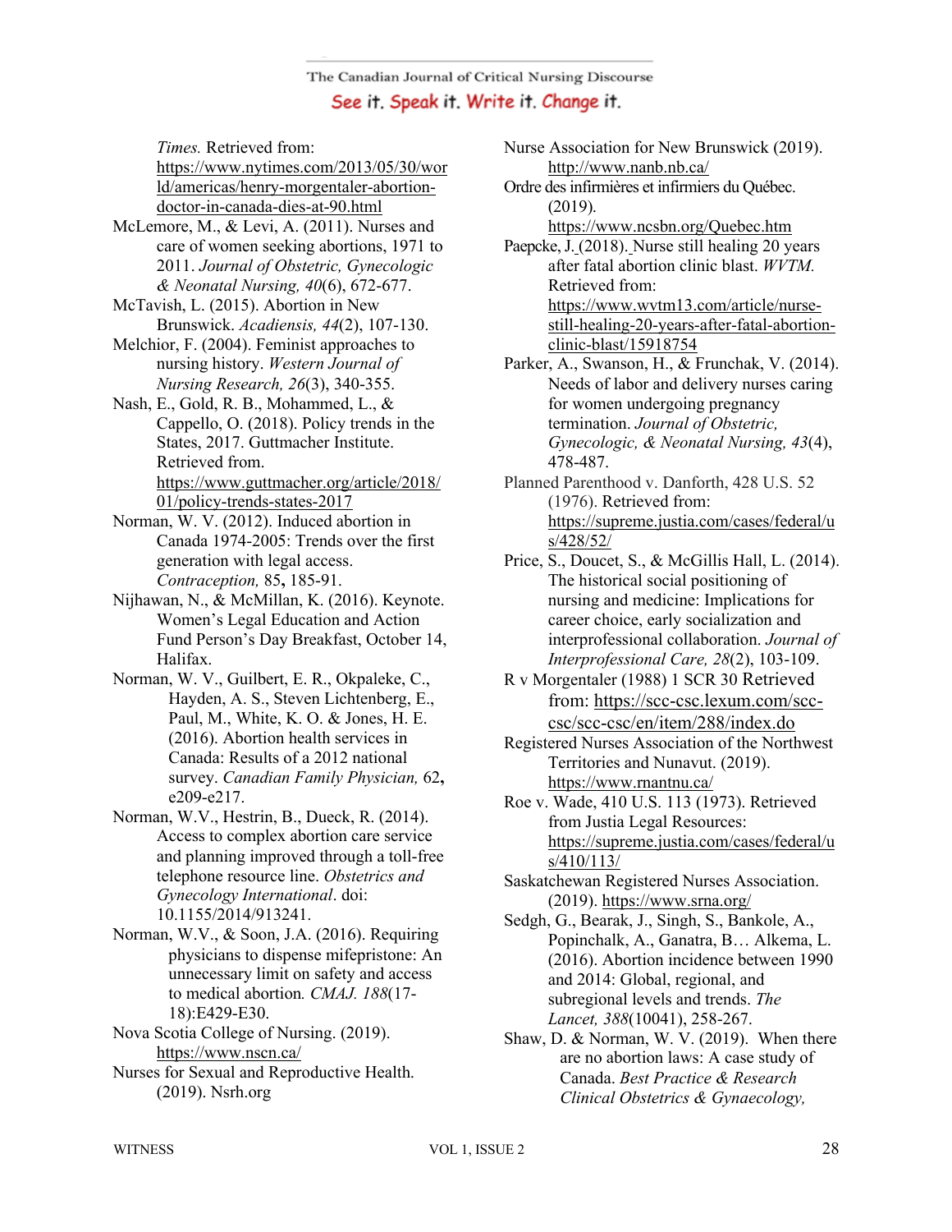*Times.* Retrieved from: https://www.nytimes.com/2013/05/30/world/americas/henry-morgentaler-abortion-doctor-in-canada-dies-at-90.html

McLemore, M., & Levi, A. (2011). Nurses and care of women seeking abortions, 1971 to 2011. *Journal of Obstetric, Gynecologic & Neonatal Nursing, 40*(6), 672-677.

McTavish, L. (2015). Abortion in New Brunswick. *Acadiensis, 44*(2), 107-130.

Melchior, F. (2004). Feminist approaches to nursing history. *Western Journal of Nursing Research, 26*(3), 340-355.

Nash, E., Gold, R. B., Mohammed, L., & Cappello, O. (2018). Policy trends in the States, 2017. Guttmacher Institute. Retrieved from. https://www.guttmacher.org/article/2018/01/policy-trends-states-2017

Norman, W. V. (2012). Induced abortion in Canada 1974-2005: Trends over the first generation with legal access. *Contraception,* 85**,** 185-91.

Nijhawan, N., & McMillan, K. (2016). Keynote. Women's Legal Education and Action Fund Person's Day Breakfast, October 14, Halifax.

Norman, W. V., Guilbert, E. R., Okpaleke, C., Hayden, A. S., Steven Lichtenberg, E., Paul, M., White, K. O. & Jones, H. E. (2016). Abortion health services in Canada: Results of a 2012 national survey. *Canadian Family Physician,* 62**,** e209-e217.

Norman, W.V., Hestrin, B., Dueck, R. (2014). Access to complex abortion care service and planning improved through a toll-free telephone resource line. *Obstetrics and Gynecology International*. doi: 10.1155/2014/913241.

Norman, W.V., & Soon, J.A. (2016). Requiring physicians to dispense mifepristone: An unnecessary limit on safety and access to medical abortion*. CMAJ. 188*(17-18):E429-E30.

Nova Scotia College of Nursing. (2019). https://www.nscn.ca/

Nurses for Sexual and Reproductive Health. (2019). Nsrh.org

Nurse Association for New Brunswick (2019). http://www.nanb.nb.ca/

Ordre des infirmières et infirmiers du Québec. (2019). https://www.ncsbn.org/Quebec.htm

Paepcke, J. (2018). Nurse still healing 20 years after fatal abortion clinic blast. *WVTM.* Retrieved from: https://www.wvtm13.com/article/nurse-still-healing-20-years-after-fatal-abortion-clinic-blast/15918754

Parker, A., Swanson, H., & Frunchak, V. (2014). Needs of labor and delivery nurses caring for women undergoing pregnancy termination. *Journal of Obstetric, Gynecologic, & Neonatal Nursing, 43*(4), 478-487.

Planned Parenthood v. Danforth, 428 U.S. 52 (1976). Retrieved from: https://supreme.justia.com/cases/federal/us/428/52/

Price, S., Doucet, S., & McGillis Hall, L. (2014). The historical social positioning of nursing and medicine: Implications for career choice, early socialization and interprofessional collaboration. *Journal of Interprofessional Care, 28*(2), 103-109.

R v Morgentaler (1988) 1 SCR 30 Retrieved from: https://scc-csc.lexum.com/scc-csc/scc-csc/en/item/288/index.do

Registered Nurses Association of the Northwest Territories and Nunavut. (2019). https://www.rnantnu.ca/

Roe v. Wade, 410 U.S. 113 (1973). Retrieved from Justia Legal Resources: https://supreme.justia.com/cases/federal/us/410/113/

Saskatchewan Registered Nurses Association. (2019). https://www.srna.org/

Sedgh, G., Bearak, J., Singh, S., Bankole, A., Popinchalk, A., Ganatra, B… Alkema, L. (2016). Abortion incidence between 1990 and 2014: Global, regional, and subregional levels and trends. *The Lancet, 388*(10041), 258-267.

Shaw, D. & Norman, W. V. (2019). When there are no abortion laws: A case study of Canada. *Best Practice & Research Clinical Obstetrics & Gynaecology,*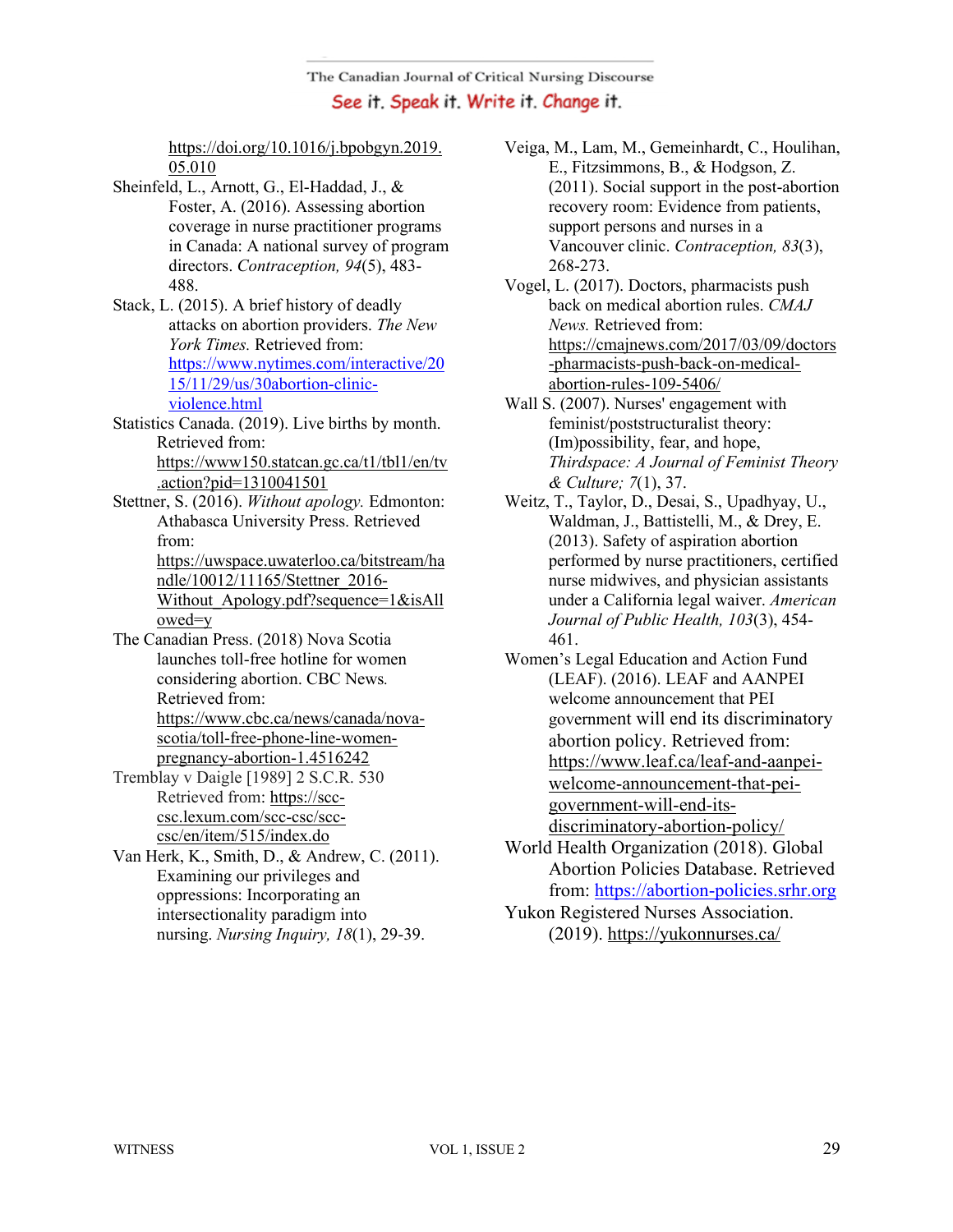https://doi.org/10.1016/j.bpobgyn.2019.05.010

Sheinfeld, L., Arnott, G., El-Haddad, J., & Foster, A. (2016). Assessing abortion coverage in nurse practitioner programs in Canada: A national survey of program directors. *Contraception, 94*(5), 483-488.

Stack, L. (2015). A brief history of deadly attacks on abortion providers. *The New York Times.* Retrieved from: https://www.nytimes.com/interactive/2015/11/29/us/30abortion-clinic-violence.html

Statistics Canada. (2019). Live births by month. Retrieved from: https://www150.statcan.gc.ca/t1/tbl1/en/tv.action?pid=1310041501

Stettner, S. (2016). *Without apology.* Edmonton: Athabasca University Press. Retrieved from: https://uwspace.uwaterloo.ca/bitstream/handle/10012/11165/Stettner_2016-Without_Apology.pdf?sequence=1&isAllowed=y

The Canadian Press. (2018) Nova Scotia launches toll-free hotline for women considering abortion. CBC News. Retrieved from: https://www.cbc.ca/news/canada/nova-scotia/toll-free-phone-line-women-pregnancy-abortion-1.4516242

Tremblay v Daigle [1989] 2 S.C.R. 530 Retrieved from: https://scc-csc.lexum.com/scc-csc/scc-csc/en/item/515/index.do

Van Herk, K., Smith, D., & Andrew, C. (2011). Examining our privileges and oppressions: Incorporating an intersectionality paradigm into nursing. *Nursing Inquiry, 18*(1), 29-39.

Veiga, M., Lam, M., Gemeinhardt, C., Houlihan, E., Fitzsimmons, B., & Hodgson, Z. (2011). Social support in the post-abortion recovery room: Evidence from patients, support persons and nurses in a Vancouver clinic. *Contraception, 83*(3), 268-273.

Vogel, L. (2017). Doctors, pharmacists push back on medical abortion rules. *CMAJ News.* Retrieved from: https://cmajnews.com/2017/03/09/doctors-pharmacists-push-back-on-medical-abortion-rules-109-5406/

Wall S. (2007). Nurses' engagement with feminist/poststructuralist theory: (Im)possibility, fear, and hope, *Thirdspace: A Journal of Feminist Theory & Culture; 7*(1), 37.

Weitz, T., Taylor, D., Desai, S., Upadhyay, U., Waldman, J., Battistelli, M., & Drey, E. (2013). Safety of aspiration abortion performed by nurse practitioners, certified nurse midwives, and physician assistants under a California legal waiver. *American Journal of Public Health, 103*(3), 454-461.

Women's Legal Education and Action Fund (LEAF). (2016). LEAF and AANPEI welcome announcement that PEI government will end its discriminatory abortion policy. Retrieved from: https://www.leaf.ca/leaf-and-aanpei-welcome-announcement-that-pei-government-will-end-its-discriminatory-abortion-policy/

World Health Organization (2018). Global Abortion Policies Database. Retrieved from: https://abortion-policies.srhr.org

Yukon Registered Nurses Association. (2019). https://yukonnurses.ca/